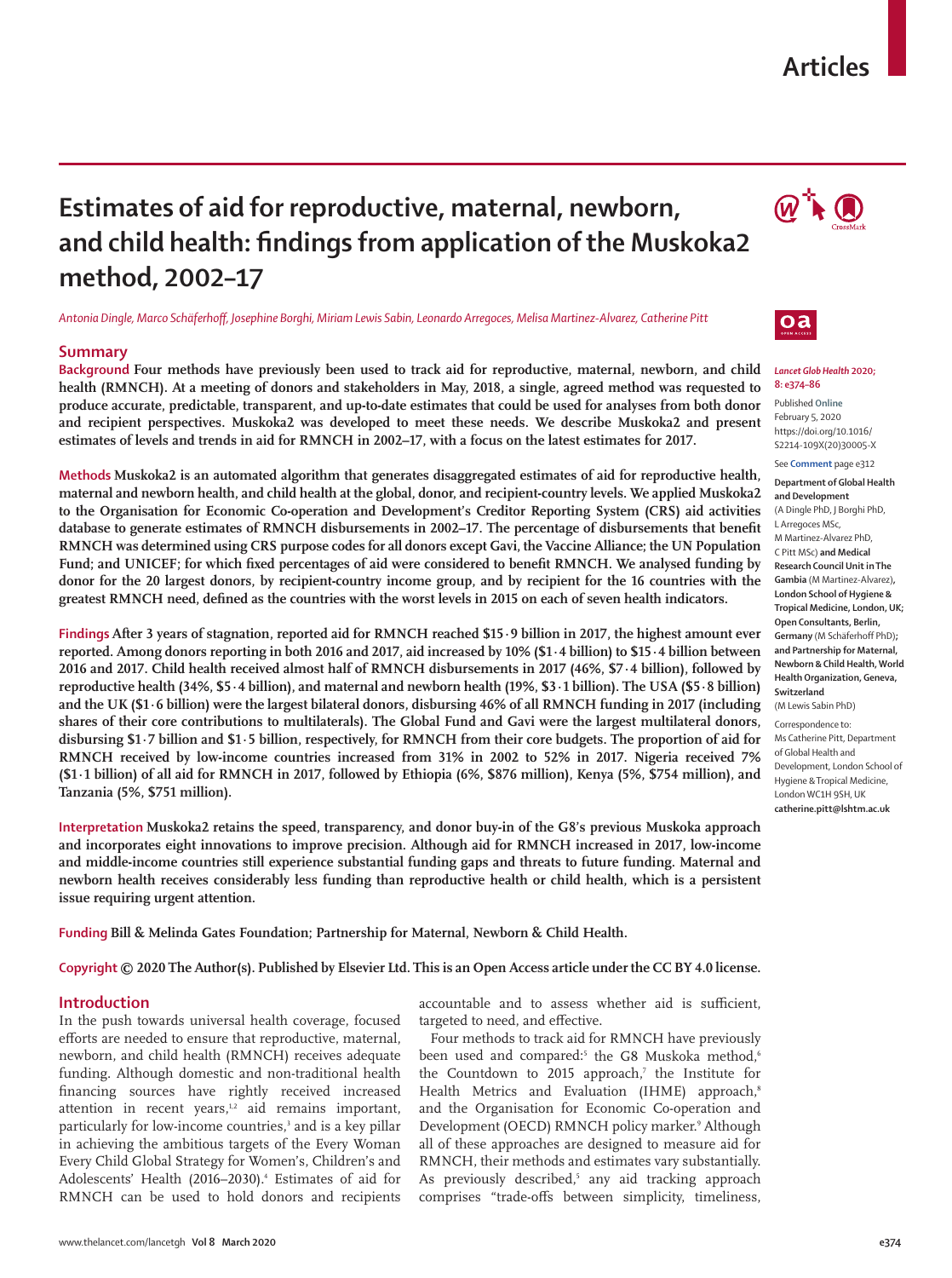# Articles

# Estimates of aid for reproductive, maternal, newborn, and child health: findings from application of the Muskoka2 method, 2002–17

*Antonia Dingle, Marco Schäferhoff, Josephine Borghi, Miriam Lewis Sabin, Leonardo Arregoces, Melisa Martinez-Alvarez, Catherine Pitt*

## Summary

**Background** Four methods have previously been used to track aid for reproductive, maternal, newborn, and child health (RMNCH). At a meeting of donors and stakeholders in May, 2018, a single, agreed method was requested to produce accurate, predictable, transparent, and up-to-date estimates that could be used for analyses from both donor and recipient perspectives. Muskoka2 was developed to meet these needs. We describe Muskoka2 and present estimates of levels and trends in aid for RMNCH in 2002–17, with a focus on the latest estimates for 2017.

**Methods** Muskoka2 is an automated algorithm that generates disaggregated estimates of aid for reproductive health, maternal and newborn health, and child health at the global, donor, and recipient-country levels. We applied Muskoka2 to the Organisation for Economic Co-operation and Development's Creditor Reporting System (CRS) aid activities database to generate estimates of RMNCH disbursements in 2002–17. The percentage of disbursements that benefit RMNCH was determined using CRS purpose codes for all donors except Gavi, the Vaccine Alliance; the UN Population Fund; and UNICEF; for which fixed percentages of aid were considered to benefit RMNCH. We analysed funding by donor for the 20 largest donors, by recipient-country income group, and by recipient for the 16 countries with the greatest RMNCH need, defined as the countries with the worst levels in 2015 on each of seven health indicators.

**Findings** After 3 years of stagnation, reported aid for RMNCH reached \$15·9 billion in 2017, the highest amount ever reported. Among donors reporting in both 2016 and 2017, aid increased by 10% (\$1·4 billion) to \$15·4 billion between 2016 and 2017. Child health received almost half of RMNCH disbursements in 2017 (46%, \$7·4 billion), followed by reproductive health (34%, \$5·4 billion), and maternal and newborn health (19%, \$3·1 billion). The USA (\$5·8 billion) and the UK (\$1·6 billion) were the largest bilateral donors, disbursing 46% of all RMNCH funding in 2017 (including shares of their core contributions to multilaterals). The Global Fund and Gavi were the largest multilateral donors, disbursing \$1·7 billion and \$1·5 billion, respectively, for RMNCH from their core budgets. The proportion of aid for RMNCH received by low-income countries increased from 31% in 2002 to 52% in 2017. Nigeria received 7% (\$1·1 billion) of all aid for RMNCH in 2017, followed by Ethiopia (6%, \$876 million), Kenya (5%, \$754 million), and Tanzania (5%, \$751 million).

**Interpretation** Muskoka2 retains the speed, transparency, and donor buy-in of the G8's previous Muskoka approach and incorporates eight innovations to improve precision. Although aid for RMNCH increased in 2017, low-income and middle-income countries still experience substantial funding gaps and threats to future funding. Maternal and newborn health receives considerably less funding than reproductive health or child health, which is a persistent issue requiring urgent attention.

**Funding** Bill & Melinda Gates Foundation; Partnership for Maternal, Newborn & Child Health.

**Copyright** © 2020 The Author(s). Published by Elsevier Ltd. This is an Open Access article under the CC BY 4.0 license.

*Lancet Glob Health* 2020; 8: e374–86

Published Online February 5, 2020 https://doi.org/10.1016/S2214-109X(20)30005-X

See **Comment** page e312

**Department of Global Health and Development** (A Dingle PhD, J Borghi PhD, L Arregoces MSc, M Martinez-Alvarez PhD, C Pitt MSc) **and Medical Research Council Unit in The Gambia** (M Martinez-Alvarez), **London School of Hygiene & Tropical Medicine, London, UK; Open Consultants, Berlin, Germany** (M Schäferhoff PhD)**; and Partnership for Maternal, Newborn & Child Health, World Health Organization, Geneva, Switzerland** (M Lewis Sabin PhD)

Correspondence to: Ms Catherine Pitt, Department of Global Health and Development, London School of Hygiene & Tropical Medicine, London WC1H 9SH, UK **catherine.pitt@lshtm.ac.uk**

## Introduction

In the push towards universal health coverage, focused efforts are needed to ensure that reproductive, maternal, newborn, and child health (RMNCH) receives adequate funding. Although domestic and non-traditional health financing sources have rightly received increased attention in recent years,[1,2] aid remains important, particularly for low-income countries,[3] and is a key pillar in achieving the ambitious targets of the Every Woman Every Child Global Strategy for Women's, Children's and Adolescents' Health (2016–2030).[4] Estimates of aid for RMNCH can be used to hold donors and recipients accountable and to assess whether aid is sufficient, targeted to need, and effective.

Four methods to track aid for RMNCH have previously been used and compared:[5] the G8 Muskoka method,[6] the Countdown to 2015 approach,[7] the Institute for Health Metrics and Evaluation (IHME) approach,[8] and the Organisation for Economic Co-operation and Development (OECD) RMNCH policy marker.[9] Although all of these approaches are designed to measure aid for RMNCH, their methods and estimates vary substantially. As previously described,[5] any aid tracking approach comprises "trade-offs between simplicity, timeliness,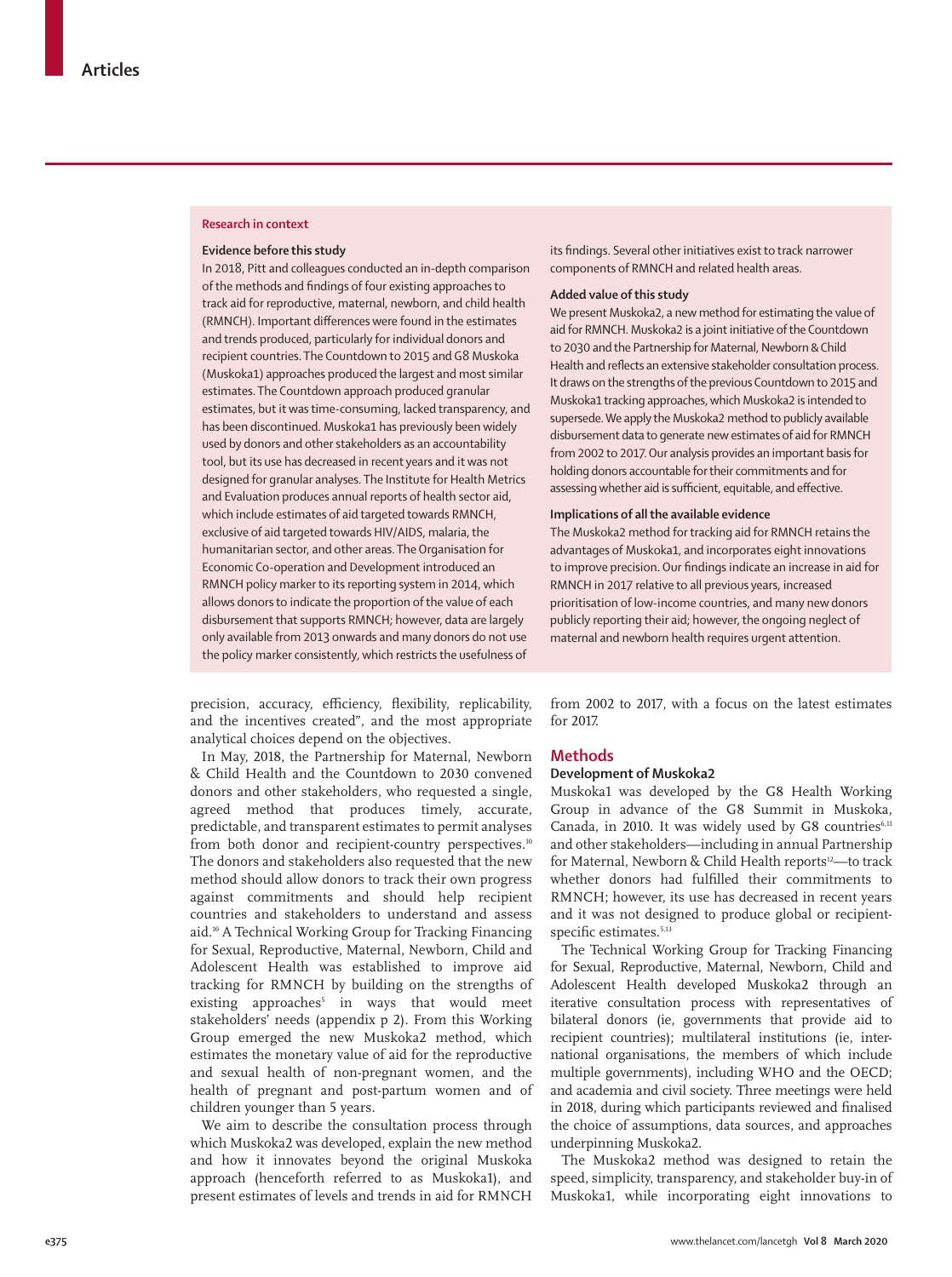## Research in context

### Evidence before this study

In 2018, Pitt and colleagues conducted an in-depth comparison of the methods and findings of four existing approaches to track aid for reproductive, maternal, newborn, and child health (RMNCH). Important differences were found in the estimates and trends produced, particularly for individual donors and recipient countries. The Countdown to 2015 and G8 Muskoka (Muskoka1) approaches produced the largest and most similar estimates. The Countdown approach produced granular estimates, but it was time-consuming, lacked transparency, and has been discontinued. Muskoka1 has previously been widely used by donors and other stakeholders as an accountability tool, but its use has decreased in recent years and it was not designed for granular analyses. The Institute for Health Metrics and Evaluation produces annual reports of health sector aid, which include estimates of aid targeted towards RMNCH, exclusive of aid targeted towards HIV/AIDS, malaria, the humanitarian sector, and other areas. The Organisation for Economic Co-operation and Development introduced an RMNCH policy marker to its reporting system in 2014, which allows donors to indicate the proportion of the value of each disbursement that supports RMNCH; however, data are largely only available from 2013 onwards and many donors do not use the policy marker consistently, which restricts the usefulness of its findings. Several other initiatives exist to track narrower components of RMNCH and related health areas.

### Added value of this study

We present Muskoka2, a new method for estimating the value of aid for RMNCH. Muskoka2 is a joint initiative of the Countdown to 2030 and the Partnership for Maternal, Newborn & Child Health and reflects an extensive stakeholder consultation process. It draws on the strengths of the previous Countdown to 2015 and Muskoka1 tracking approaches, which Muskoka2 is intended to supersede. We apply the Muskoka2 method to publicly available disbursement data to generate new estimates of aid for RMNCH from 2002 to 2017. Our analysis provides an important basis for holding donors accountable for their commitments and for assessing whether aid is sufficient, equitable, and effective.

### Implications of all the available evidence

The Muskoka2 method for tracking aid for RMNCH retains the advantages of Muskoka1, and incorporates eight innovations to improve precision. Our findings indicate an increase in aid for RMNCH in 2017 relative to all previous years, increased prioritisation of low-income countries, and many new donors publicly reporting their aid; however, the ongoing neglect of maternal and newborn health requires urgent attention.

precision, accuracy, efficiency, flexibility, replicability, and the incentives created", and the most appropriate analytical choices depend on the objectives.

In May, 2018, the Partnership for Maternal, Newborn & Child Health and the Countdown to 2030 convened donors and other stakeholders, who requested a single, agreed method that produces timely, accurate, predictable, and transparent estimates to permit analyses from both donor and recipient-country perspectives.[10] The donors and stakeholders also requested that the new method should allow donors to track their own progress against commitments and should help recipient countries and stakeholders to understand and assess aid.[10] A Technical Working Group for Tracking Financing for Sexual, Reproductive, Maternal, Newborn, Child and Adolescent Health was established to improve aid tracking for RMNCH by building on the strengths of existing approaches[5] in ways that would meet stakeholders' needs (appendix p 2). From this Working Group emerged the new Muskoka2 method, which estimates the monetary value of aid for the reproductive and sexual health of non-pregnant women, and the health of pregnant and post-partum women and of children younger than 5 years.

We aim to describe the consultation process through which Muskoka2 was developed, explain the new method and how it innovates beyond the original Muskoka approach (henceforth referred to as Muskoka1), and present estimates of levels and trends in aid for RMNCH from 2002 to 2017, with a focus on the latest estimates for 2017.

## Methods

### Development of Muskoka2

Muskoka1 was developed by the G8 Health Working Group in advance of the G8 Summit in Muskoka, Canada, in 2010. It was widely used by G8 countries[6,11] and other stakeholders—including in annual Partnership for Maternal, Newborn & Child Health reports[12]—to track whether donors had fulfilled their commitments to RMNCH; however, its use has decreased in recent years and it was not designed to produce global or recipient-specific estimates.[5,13]

The Technical Working Group for Tracking Financing for Sexual, Reproductive, Maternal, Newborn, Child and Adolescent Health developed Muskoka2 through an iterative consultation process with representatives of bilateral donors (ie, governments that provide aid to recipient countries); multilateral institutions (ie, international organisations, the members of which include multiple governments), including WHO and the OECD; and academia and civil society. Three meetings were held in 2018, during which participants reviewed and finalised the choice of assumptions, data sources, and approaches underpinning Muskoka2.

The Muskoka2 method was designed to retain the speed, simplicity, transparency, and stakeholder buy-in of Muskoka1, while incorporating eight innovations to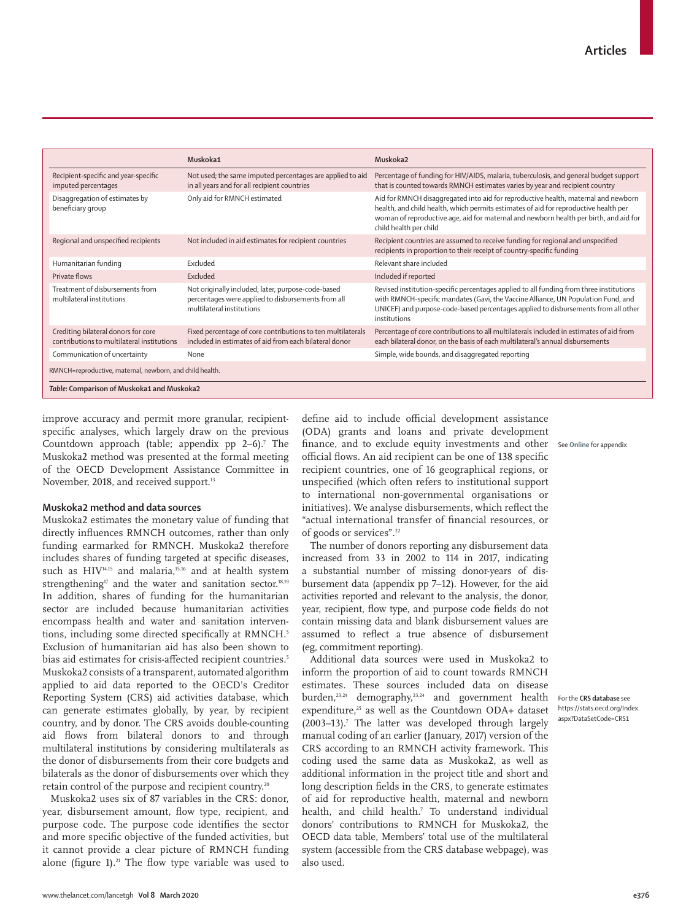| | Muskoka1 | Muskoka2 |
|---|---|---|
| Recipient-specific and year-specific imputed percentages | Not used; the same imputed percentages are applied to aid in all years and for all recipient countries | Percentage of funding for HIV/AIDS, malaria, tuberculosis, and general budget support that is counted towards RMNCH estimates varies by year and recipient country |
| Disaggregation of estimates by beneficiary group | Only aid for RMNCH estimated | Aid for RMNCH disaggregated into aid for reproductive health, maternal and newborn health, and child health, which permits estimates of aid for reproductive health per woman of reproductive age, aid for maternal and newborn health per birth, and aid for child health per child |
| Regional and unspecified recipients | Not included in aid estimates for recipient countries | Recipient countries are assumed to receive funding for regional and unspecified recipients in proportion to their receipt of country-specific funding |
| Humanitarian funding | Excluded | Relevant share included |
| Private flows | Excluded | Included if reported |
| Treatment of disbursements from multilateral institutions | Not originally included; later, purpose-code-based percentages were applied to disbursements from all multilateral institutions | Revised institution-specific percentages applied to all funding from three institutions with RMNCH-specific mandates (Gavi, the Vaccine Alliance, UN Population Fund, and UNICEF) and purpose-code-based percentages applied to disbursements from all other institutions |
| Crediting bilateral donors for core contributions to multilateral institutions | Fixed percentage of core contributions to ten multilaterals included in estimates of aid from each bilateral donor | Percentage of core contributions to all multilaterals included in estimates of aid from each bilateral donor, on the basis of each multilateral's annual disbursements |
| Communication of uncertainty | None | Simple, wide bounds, and disaggregated reporting |

RMNCH=reproductive, maternal, newborn, and child health.

*Table:* **Comparison of Muskoka1 and Muskoka2**

improve accuracy and permit more granular, recipient-specific analyses, which largely draw on the previous Countdown approach (table; appendix pp 2–6).[7] The Muskoka2 method was presented at the formal meeting of the OECD Development Assistance Committee in November, 2018, and received support.[13]

## Muskoka2 method and data sources

Muskoka2 estimates the monetary value of funding that directly influences RMNCH outcomes, rather than only funding earmarked for RMNCH. Muskoka2 therefore includes shares of funding targeted at specific diseases, such as HIV[14,15] and malaria,[15,16] and at health system strengthening[17] and the water and sanitation sector.[18,19] In addition, shares of funding for the humanitarian sector are included because humanitarian activities encompass health and water and sanitation interventions, including some directed specifically at RMNCH.[5] Exclusion of humanitarian aid has also been shown to bias aid estimates for crisis-affected recipient countries.[5] Muskoka2 consists of a transparent, automated algorithm applied to aid data reported to the OECD's Creditor Reporting System (CRS) aid activities database, which can generate estimates globally, by year, by recipient country, and by donor. The CRS avoids double-counting aid flows from bilateral donors to and through multilateral institutions by considering multilaterals as the donor of disbursements from their core budgets and bilaterals as the donor of disbursements over which they retain control of the purpose and recipient country.[20]

Muskoka2 uses six of 87 variables in the CRS: donor, year, disbursement amount, flow type, recipient, and purpose code. The purpose code identifies the sector and more specific objective of the funded activities, but it cannot provide a clear picture of RMNCH funding alone (figure 1).[21] The flow type variable was used to define aid to include official development assistance (ODA) grants and loans and private development finance, and to exclude equity investments and other official flows. An aid recipient can be one of 138 specific recipient countries, one of 16 geographical regions, or unspecified (which often refers to institutional support to international non-governmental organisations or initiatives). We analyse disbursements, which reflect the "actual international transfer of financial resources, or of goods or services".[22]

See **Online** for appendix

The number of donors reporting any disbursement data increased from 33 in 2002 to 114 in 2017, indicating a substantial number of missing donor-years of disbursement data (appendix pp 7–12). However, for the aid activities reported and relevant to the analysis, the donor, year, recipient, flow type, and purpose code fields do not contain missing data and blank disbursement values are assumed to reflect a true absence of disbursement (eg, commitment reporting).

Additional data sources were used in Muskoka2 to inform the proportion of aid to count towards RMNCH estimates. These sources included data on disease burden,[23,24] demography,[23,24] and government health expenditure,[25] as well as the Countdown ODA+ dataset (2003–13).[7] The latter was developed through largely manual coding of an earlier (January, 2017) version of the CRS according to an RMNCH activity framework. This coding used the same data as Muskoka2, as well as additional information in the project title and short and long description fields in the CRS, to generate estimates of aid for reproductive health, maternal and newborn health, and child health.[7] To understand individual donors' contributions to RMNCH for Muskoka2, the OECD data table, Members' total use of the multilateral system (accessible from the CRS database webpage), was also used.

For the **CRS database** see https://stats.oecd.org/Index.aspx?DataSetCode=CRS1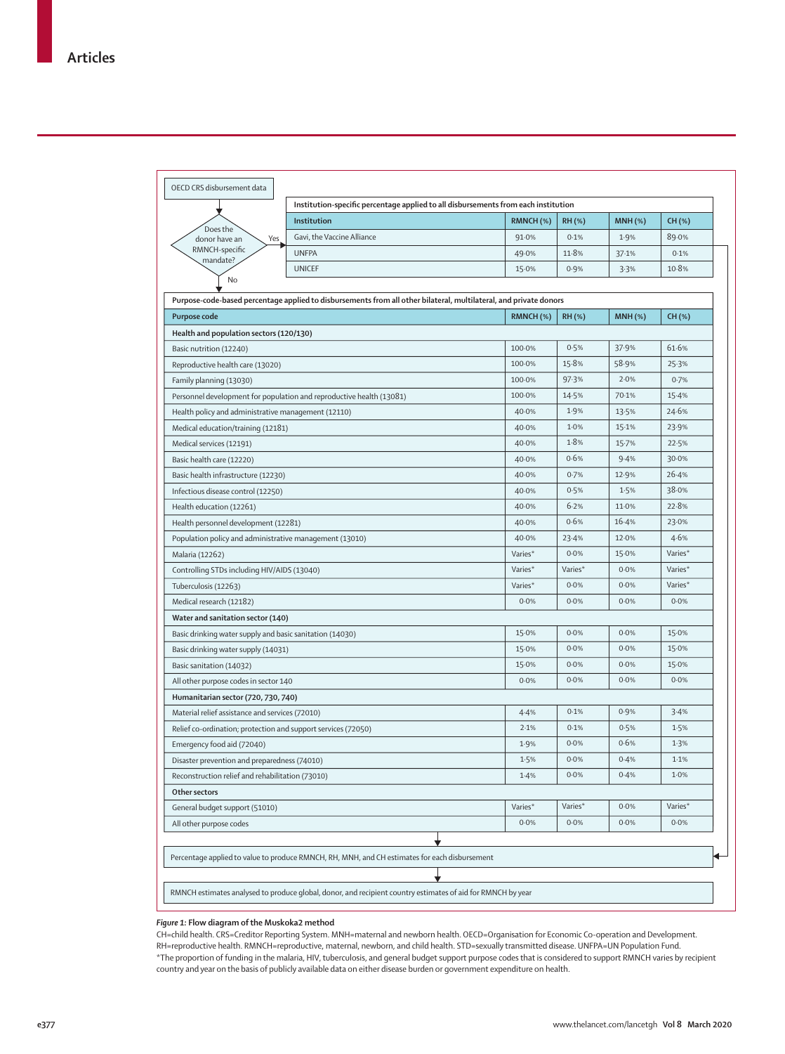OECD CRS disbursement data

Does the donor have an RMNCH-specific mandate? Yes → Institution-specific percentage applied to all disbursements from each institution

**Institution-specific percentage applied to all disbursements from each institution**

| Institution | RMNCH (%) | RH (%) | MNH (%) | CH (%) |
|---|---|---|---|---|
| Gavi, the Vaccine Alliance | 91·0% | 0·1% | 1·9% | 89·0% |
| UNFPA | 49·0% | 11·8% | 37·1% | 0·1% |
| UNICEF | 15·0% | 0·9% | 3·3% | 10·8% |

No → Purpose-code-based percentage applied to disbursements from all other bilateral, multilateral, and private donors

**Purpose-code-based percentage applied to disbursements from all other bilateral, multilateral, and private donors**

| Purpose code | RMNCH (%) | RH (%) | MNH (%) | CH (%) |
|---|---|---|---|---|
| **Health and population sectors (120/130)** | | | | |
| Basic nutrition (12240) | 100·0% | 0·5% | 37·9% | 61·6% |
| Reproductive health care (13020) | 100·0% | 15·8% | 58·9% | 25·3% |
| Family planning (13030) | 100·0% | 97·3% | 2·0% | 0·7% |
| Personnel development for population and reproductive health (13081) | 100·0% | 14·5% | 70·1% | 15·4% |
| Health policy and administrative management (12110) | 40·0% | 1·9% | 13·5% | 24·6% |
| Medical education/training (12181) | 40·0% | 1·0% | 15·1% | 23·9% |
| Medical services (12191) | 40·0% | 1·8% | 15·7% | 22·5% |
| Basic health care (12220) | 40·0% | 0·6% | 9·4% | 30·0% |
| Basic health infrastructure (12230) | 40·0% | 0·7% | 12·9% | 26·4% |
| Infectious disease control (12250) | 40·0% | 0·5% | 1·5% | 38·0% |
| Health education (12261) | 40·0% | 6·2% | 11·0% | 22·8% |
| Health personnel development (12281) | 40·0% | 0·6% | 16·4% | 23·0% |
| Population policy and administrative management (13010) | 40·0% | 23·4% | 12·0% | 4·6% |
| Malaria (12262) | Varies* | 0·0% | 15·0% | Varies* |
| Controlling STDs including HIV/AIDS (13040) | Varies* | Varies* | 0·0% | Varies* |
| Tuberculosis (12263) | Varies* | 0·0% | 0·0% | Varies* |
| Medical research (12182) | 0·0% | 0·0% | 0·0% | 0·0% |
| **Water and sanitation sector (140)** | | | | |
| Basic drinking water supply and basic sanitation (14030) | 15·0% | 0·0% | 0·0% | 15·0% |
| Basic drinking water supply (14031) | 15·0% | 0·0% | 0·0% | 15·0% |
| Basic sanitation (14032) | 15·0% | 0·0% | 0·0% | 15·0% |
| All other purpose codes in sector 140 | 0·0% | 0·0% | 0·0% | 0·0% |
| **Humanitarian sector (720, 730, 740)** | | | | |
| Material relief assistance and services (72010) | 4·4% | 0·1% | 0·9% | 3·4% |
| Relief co-ordination; protection and support services (72050) | 2·1% | 0·1% | 0·5% | 1·5% |
| Emergency food aid (72040) | 1·9% | 0·0% | 0·6% | 1·3% |
| Disaster prevention and preparedness (74010) | 1·5% | 0·0% | 0·4% | 1·1% |
| Reconstruction relief and rehabilitation (73010) | 1·4% | 0·0% | 0·4% | 1·0% |
| **Other sectors** | | | | |
| General budget support (51010) | Varies* | Varies* | 0·0% | Varies* |
| All other purpose codes | 0·0% | 0·0% | 0·0% | 0·0% |

↓

Percentage applied to value to produce RMNCH, RH, MNH, and CH estimates for each disbursement

↓

RMNCH estimates analysed to produce global, donor, and recipient country estimates of aid for RMNCH by year

*Figure 1:* **Flow diagram of the Muskoka2 method**

CH=child health. CRS=Creditor Reporting System. MNH=maternal and newborn health. OECD=Organisation for Economic Co-operation and Development. RH=reproductive health. RMNCH=reproductive, maternal, newborn, and child health. STD=sexually transmitted disease. UNFPA=UN Population Fund. *The proportion of funding in the malaria, HIV, tuberculosis, and general budget support purpose codes that is considered to support RMNCH varies by recipient country and year on the basis of publicly available data on either disease burden or government expenditure on health.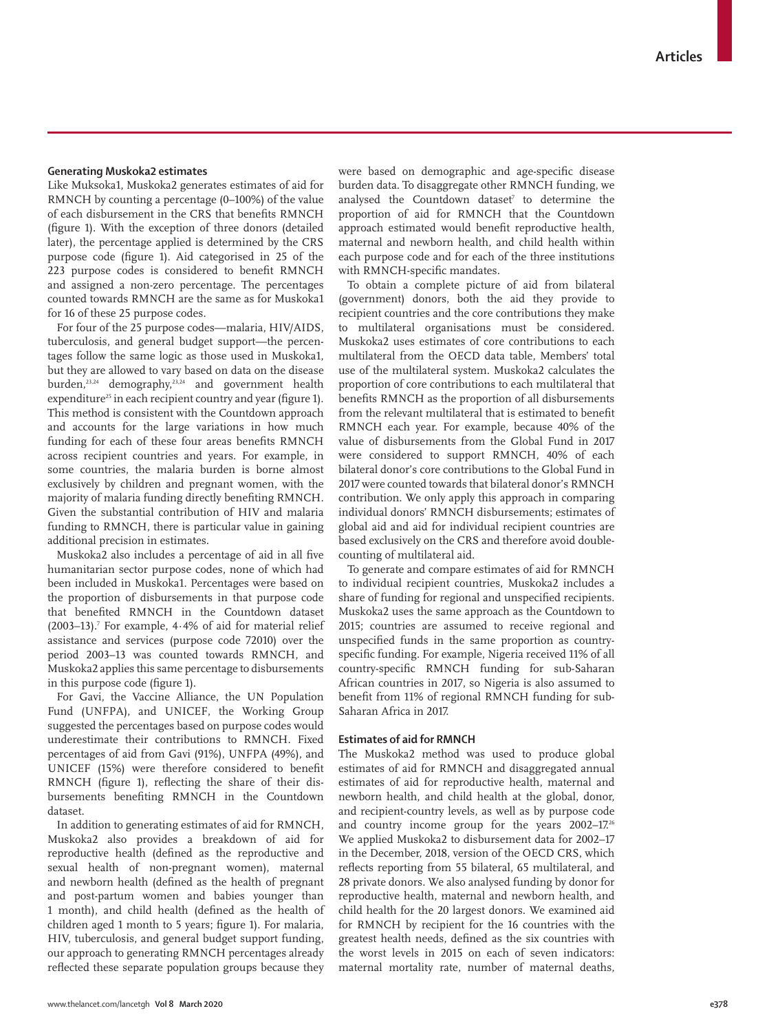### Generating Muskoka2 estimates

Like Muksoka1, Muskoka2 generates estimates of aid for RMNCH by counting a percentage (0–100%) of the value of each disbursement in the CRS that benefits RMNCH (figure 1). With the exception of three donors (detailed later), the percentage applied is determined by the CRS purpose code (figure 1). Aid categorised in 25 of the 223 purpose codes is considered to benefit RMNCH and assigned a non-zero percentage. The percentages counted towards RMNCH are the same as for Muskoka1 for 16 of these 25 purpose codes.

For four of the 25 purpose codes—malaria, HIV/AIDS, tuberculosis, and general budget support—the percentages follow the same logic as those used in Muskoka1, but they are allowed to vary based on data on the disease burden,[23,24] demography,[23,24] and government health expenditure[25] in each recipient country and year (figure 1). This method is consistent with the Countdown approach and accounts for the large variations in how much funding for each of these four areas benefits RMNCH across recipient countries and years. For example, in some countries, the malaria burden is borne almost exclusively by children and pregnant women, with the majority of malaria funding directly benefiting RMNCH. Given the substantial contribution of HIV and malaria funding to RMNCH, there is particular value in gaining additional precision in estimates.

Muskoka2 also includes a percentage of aid in all five humanitarian sector purpose codes, none of which had been included in Muskoka1. Percentages were based on the proportion of disbursements in that purpose code that benefited RMNCH in the Countdown dataset (2003–13).[7] For example, 4·4% of aid for material relief assistance and services (purpose code 72010) over the period 2003–13 was counted towards RMNCH, and Muskoka2 applies this same percentage to disbursements in this purpose code (figure 1).

For Gavi, the Vaccine Alliance, the UN Population Fund (UNFPA), and UNICEF, the Working Group suggested the percentages based on purpose codes would underestimate their contributions to RMNCH. Fixed percentages of aid from Gavi (91%), UNFPA (49%), and UNICEF (15%) were therefore considered to benefit RMNCH (figure 1), reflecting the share of their disbursements benefiting RMNCH in the Countdown dataset.

In addition to generating estimates of aid for RMNCH, Muskoka2 also provides a breakdown of aid for reproductive health (defined as the reproductive and sexual health of non-pregnant women), maternal and newborn health (defined as the health of pregnant and post-partum women and babies younger than 1 month), and child health (defined as the health of children aged 1 month to 5 years; figure 1). For malaria, HIV, tuberculosis, and general budget support funding, our approach to generating RMNCH percentages already reflected these separate population groups because they were based on demographic and age-specific disease burden data. To disaggregate other RMNCH funding, we analysed the Countdown dataset[7] to determine the proportion of aid for RMNCH that the Countdown approach estimated would benefit reproductive health, maternal and newborn health, and child health within each purpose code and for each of the three institutions with RMNCH-specific mandates.

To obtain a complete picture of aid from bilateral (government) donors, both the aid they provide to recipient countries and the core contributions they make to multilateral organisations must be considered. Muskoka2 uses estimates of core contributions to each multilateral from the OECD data table, Members' total use of the multilateral system. Muskoka2 calculates the proportion of core contributions to each multilateral that benefits RMNCH as the proportion of all disbursements from the relevant multilateral that is estimated to benefit RMNCH each year. For example, because 40% of the value of disbursements from the Global Fund in 2017 were considered to support RMNCH, 40% of each bilateral donor's core contributions to the Global Fund in 2017 were counted towards that bilateral donor's RMNCH contribution. We only apply this approach in comparing individual donors' RMNCH disbursements; estimates of global aid and aid for individual recipient countries are based exclusively on the CRS and therefore avoid double-counting of multilateral aid.

To generate and compare estimates of aid for RMNCH to individual recipient countries, Muskoka2 includes a share of funding for regional and unspecified recipients. Muskoka2 uses the same approach as the Countdown to 2015; countries are assumed to receive regional and unspecified funds in the same proportion as country-specific funding. For example, Nigeria received 11% of all country-specific RMNCH funding for sub-Saharan African countries in 2017, so Nigeria is also assumed to benefit from 11% of regional RMNCH funding for sub-Saharan Africa in 2017.

### Estimates of aid for RMNCH

The Muskoka2 method was used to produce global estimates of aid for RMNCH and disaggregated annual estimates of aid for reproductive health, maternal and newborn health, and child health at the global, donor, and recipient-country levels, as well as by purpose code and country income group for the years 2002–17.[26] We applied Muskoka2 to disbursement data for 2002–17 in the December, 2018, version of the OECD CRS, which reflects reporting from 55 bilateral, 65 multilateral, and 28 private donors. We also analysed funding by donor for reproductive health, maternal and newborn health, and child health for the 20 largest donors. We examined aid for RMNCH by recipient for the 16 countries with the greatest health needs, defined as the six countries with the worst levels in 2015 on each of seven indicators: maternal mortality rate, number of maternal deaths,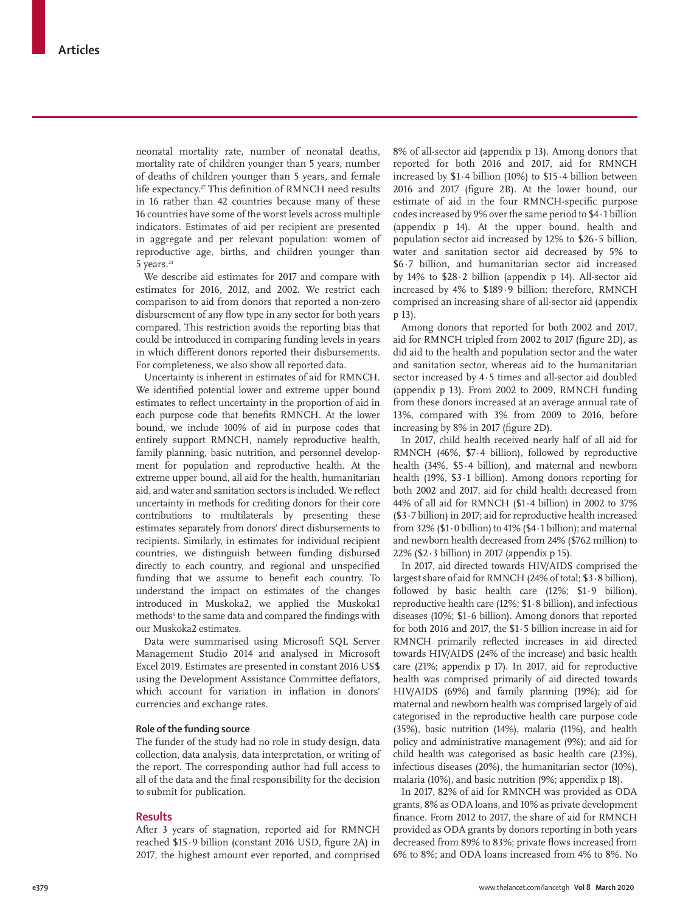neonatal mortality rate, number of neonatal deaths, mortality rate of children younger than 5 years, number of deaths of children younger than 5 years, and female life expectancy.[27] This definition of RMNCH need results in 16 rather than 42 countries because many of these 16 countries have some of the worst levels across multiple indicators. Estimates of aid per recipient are presented in aggregate and per relevant population: women of reproductive age, births, and children younger than 5 years.[24]

We describe aid estimates for 2017 and compare with estimates for 2016, 2012, and 2002. We restrict each comparison to aid from donors that reported a non-zero disbursement of any flow type in any sector for both years compared. This restriction avoids the reporting bias that could be introduced in comparing funding levels in years in which different donors reported their disbursements. For completeness, we also show all reported data.

Uncertainty is inherent in estimates of aid for RMNCH. We identified potential lower and extreme upper bound estimates to reflect uncertainty in the proportion of aid in each purpose code that benefits RMNCH. At the lower bound, we include 100% of aid in purpose codes that entirely support RMNCH, namely reproductive health, family planning, basic nutrition, and personnel development for population and reproductive health. At the extreme upper bound, all aid for the health, humanitarian aid, and water and sanitation sectors is included. We reflect uncertainty in methods for crediting donors for their core contributions to multilaterals by presenting these estimates separately from donors' direct disbursements to recipients. Similarly, in estimates for individual recipient countries, we distinguish between funding disbursed directly to each country, and regional and unspecified funding that we assume to benefit each country. To understand the impact on estimates of the changes introduced in Muskoka2, we applied the Muskoka1 methods[6] to the same data and compared the findings with our Muskoka2 estimates.

Data were summarised using Microsoft SQL Server Management Studio 2014 and analysed in Microsoft Excel 2019. Estimates are presented in constant 2016 US$ using the Development Assistance Committee deflators, which account for variation in inflation in donors' currencies and exchange rates.

### Role of the funding source

The funder of the study had no role in study design, data collection, data analysis, data interpretation, or writing of the report. The corresponding author had full access to all of the data and the final responsibility for the decision to submit for publication.

## Results

After 3 years of stagnation, reported aid for RMNCH reached \$15·9 billion (constant 2016 USD, figure 2A) in 2017, the highest amount ever reported, and comprised 8% of all-sector aid (appendix p 13). Among donors that reported for both 2016 and 2017, aid for RMNCH increased by \$1·4 billion (10%) to \$15·4 billion between 2016 and 2017 (figure 2B). At the lower bound, our estimate of aid in the four RMNCH-specific purpose codes increased by 9% over the same period to \$4·1 billion (appendix p 14). At the upper bound, health and population sector aid increased by 12% to \$26·5 billion, water and sanitation sector aid decreased by 5% to \$6·7 billion, and humanitarian sector aid increased by 14% to \$28·2 billion (appendix p 14). All-sector aid increased by 4% to \$189·9 billion; therefore, RMNCH comprised an increasing share of all-sector aid (appendix p 13).

Among donors that reported for both 2002 and 2017, aid for RMNCH tripled from 2002 to 2017 (figure 2D), as did aid to the health and population sector and the water and sanitation sector, whereas aid to the humanitarian sector increased by 4·5 times and all-sector aid doubled (appendix p 13). From 2002 to 2009, RMNCH funding from these donors increased at an average annual rate of 13%, compared with 3% from 2009 to 2016, before increasing by 8% in 2017 (figure 2D).

In 2017, child health received nearly half of all aid for RMNCH (46%, \$7·4 billion), followed by reproductive health (34%, \$5·4 billion), and maternal and newborn health (19%, \$3·1 billion). Among donors reporting for both 2002 and 2017, aid for child health decreased from 44% of all aid for RMNCH (\$1·4 billion) in 2002 to 37% (\$3·7 billion) in 2017; aid for reproductive health increased from 32% (\$1·0 billion) to 41% (\$4·1 billion); and maternal and newborn health decreased from 24% (\$762 million) to 22% (\$2·3 billion) in 2017 (appendix p 15).

In 2017, aid directed towards HIV/AIDS comprised the largest share of aid for RMNCH (24% of total; \$3·8 billion), followed by basic health care (12%; \$1·9 billion), reproductive health care (12%; \$1·8 billion), and infectious diseases (10%; \$1·6 billion). Among donors that reported for both 2016 and 2017, the \$1·5 billion increase in aid for RMNCH primarily reflected increases in aid directed towards HIV/AIDS (24% of the increase) and basic health care (21%; appendix p 17). In 2017, aid for reproductive health was comprised primarily of aid directed towards HIV/AIDS (69%) and family planning (19%); aid for maternal and newborn health was comprised largely of aid categorised in the reproductive health care purpose code (35%), basic nutrition (14%), malaria (11%), and health policy and administrative management (9%); and aid for child health was categorised as basic health care (23%), infectious diseases (20%), the humanitarian sector (10%), malaria (10%), and basic nutrition (9%; appendix p 18).

In 2017, 82% of aid for RMNCH was provided as ODA grants, 8% as ODA loans, and 10% as private development finance. From 2012 to 2017, the share of aid for RMNCH provided as ODA grants by donors reporting in both years decreased from 89% to 83%; private flows increased from 6% to 8%; and ODA loans increased from 4% to 8%. No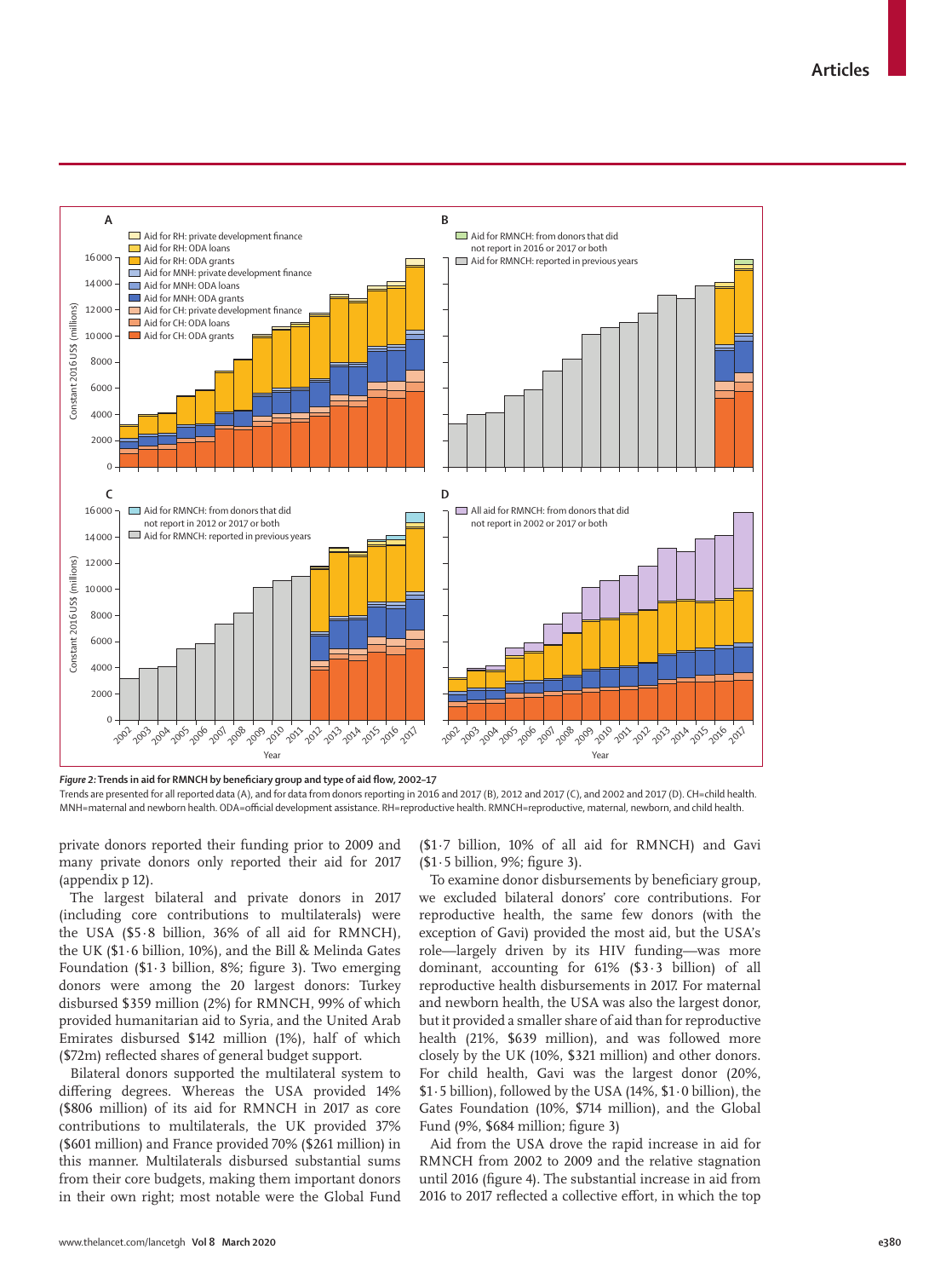*Figure 2:* **Trends in aid for RMNCH by beneficiary group and type of aid flow, 2002–17**

Trends are presented for all reported data (A), and for data from donors reporting in 2016 and 2017 (B), 2012 and 2017 (C), and 2002 and 2017 (D). CH=child health. MNH=maternal and newborn health. ODA=official development assistance. RH=reproductive health. RMNCH=reproductive, maternal, newborn, and child health.

private donors reported their funding prior to 2009 and many private donors only reported their aid for 2017 (appendix p 12).

The largest bilateral and private donors in 2017 (including core contributions to multilaterals) were the USA ($5·8 billion, 36% of all aid for RMNCH), the UK ($1·6 billion, 10%), and the Bill & Melinda Gates Foundation ($1·3 billion, 8%; figure 3). Two emerging donors were among the 20 largest donors: Turkey disbursed $359 million (2%) for RMNCH, 99% of which provided humanitarian aid to Syria, and the United Arab Emirates disbursed $142 million (1%), half of which ($72m) reflected shares of general budget support.

Bilateral donors supported the multilateral system to differing degrees. Whereas the USA provided 14% ($806 million) of its aid for RMNCH in 2017 as core contributions to multilaterals, the UK provided 37% ($601 million) and France provided 70% ($261 million) in this manner. Multilaterals disbursed substantial sums from their core budgets, making them important donors in their own right; most notable were the Global Fund ($1·7 billion, 10% of all aid for RMNCH) and Gavi ($1·5 billion, 9%; figure 3).

To examine donor disbursements by beneficiary group, we excluded bilateral donors' core contributions. For reproductive health, the same few donors (with the exception of Gavi) provided the most aid, but the USA's role—largely driven by its HIV funding—was more dominant, accounting for 61% ($3·3 billion) of all reproductive health disbursements in 2017. For maternal and newborn health, the USA was also the largest donor, but it provided a smaller share of aid than for reproductive health (21%, $639 million), and was followed more closely by the UK (10%, $321 million) and other donors. For child health, Gavi was the largest donor (20%, $1·5 billion), followed by the USA (14%, $1·0 billion), the Gates Foundation (10%, $714 million), and the Global Fund (9%, $684 million; figure 3)

Aid from the USA drove the rapid increase in aid for RMNCH from 2002 to 2009 and the relative stagnation until 2016 (figure 4). The substantial increase in aid from 2016 to 2017 reflected a collective effort, in which the top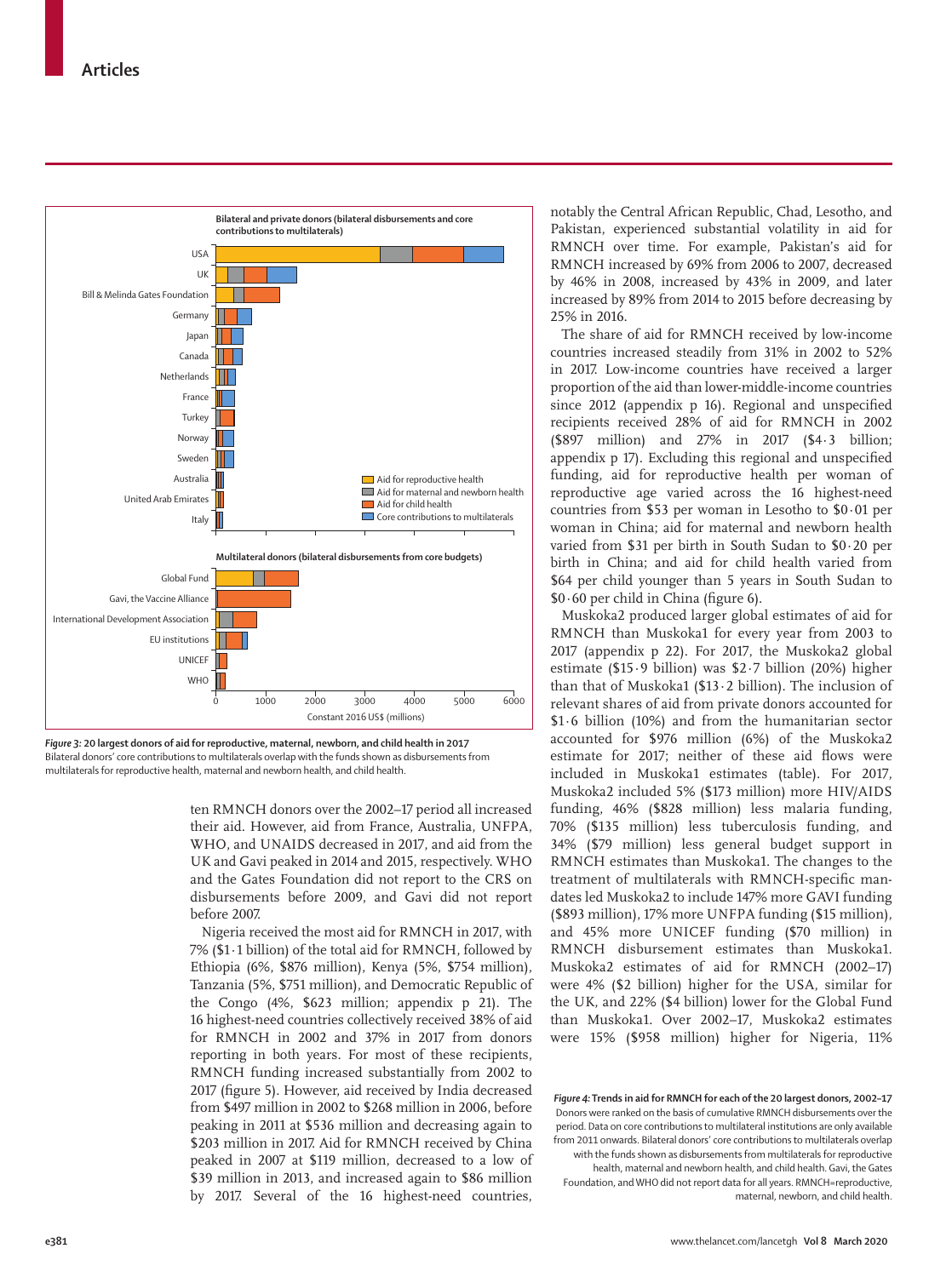**Figure 3: 20 largest donors of aid for reproductive, maternal, newborn, and child health in 2017**

Bilateral donors' core contributions to multilaterals overlap with the funds shown as disbursements from multilaterals for reproductive health, maternal and newborn health, and child health.

ten RMNCH donors over the 2002–17 period all increased their aid. However, aid from France, Australia, UNFPA, WHO, and UNAIDS decreased in 2017, and aid from the UK and Gavi peaked in 2014 and 2015, respectively. WHO and the Gates Foundation did not report to the CRS on disbursements before 2009, and Gavi did not report before 2007.

Nigeria received the most aid for RMNCH in 2017, with 7% ($1·1 billion) of the total aid for RMNCH, followed by Ethiopia (6%, $876 million), Kenya (5%, $754 million), Tanzania (5%, $751 million), and Democratic Republic of the Congo (4%, $623 million; appendix p 21). The 16 highest-need countries collectively received 38% of aid for RMNCH in 2002 and 37% in 2017 from donors reporting in both years. For most of these recipients, RMNCH funding increased substantially from 2002 to 2017 (figure 5). However, aid received by India decreased from $497 million in 2002 to $268 million in 2006, before peaking in 2011 at $536 million and decreasing again to $203 million in 2017. Aid for RMNCH received by China peaked in 2007 at $119 million, decreased to a low of $39 million in 2013, and increased again to $86 million by 2017. Several of the 16 highest-need countries, notably the Central African Republic, Chad, Lesotho, and Pakistan, experienced substantial volatility in aid for RMNCH over time. For example, Pakistan's aid for RMNCH increased by 69% from 2006 to 2007, decreased by 46% in 2008, increased by 43% in 2009, and later increased by 89% from 2014 to 2015 before decreasing by 25% in 2016.

The share of aid for RMNCH received by low-income countries increased steadily from 31% in 2002 to 52% in 2017. Low-income countries have received a larger proportion of the aid than lower-middle-income countries since 2012 (appendix p 16). Regional and unspecified recipients received 28% of aid for RMNCH in 2002 ($897 million) and 27% in 2017 ($4·3 billion; appendix p 17). Excluding this regional and unspecified funding, aid for reproductive health per woman of reproductive age varied across the 16 highest-need countries from $53 per woman in Lesotho to $0·01 per woman in China; aid for maternal and newborn health varied from $31 per birth in South Sudan to $0·20 per birth in China; and aid for child health varied from $64 per child younger than 5 years in South Sudan to $0·60 per child in China (figure 6).

Muskoka2 produced larger global estimates of aid for RMNCH than Muskoka1 for every year from 2003 to 2017 (appendix p 22). For 2017, the Muskoka2 global estimate ($15·9 billion) was $2·7 billion (20%) higher than that of Muskoka1 ($13·2 billion). The inclusion of relevant shares of aid from private donors accounted for $1·6 billion (10%) and from the humanitarian sector accounted for $976 million (6%) of the Muskoka2 estimate for 2017; neither of these aid flows were included in Muskoka1 estimates (table). For 2017, Muskoka2 included 5% ($173 million) more HIV/AIDS funding, 46% ($828 million) less malaria funding, 70% ($135 million) less tuberculosis funding, and 34% ($79 million) less general budget support in RMNCH estimates than Muskoka1. The changes to the treatment of multilaterals with RMNCH-specific mandates led Muskoka2 to include 147% more GAVI funding ($893 million), 17% more UNFPA funding ($15 million), and 45% more UNICEF funding ($70 million) in RMNCH disbursement estimates than Muskoka1. Muskoka2 estimates of aid for RMNCH (2002–17) were 4% ($2 billion) higher for the USA, similar for the UK, and 22% ($4 billion) lower for the Global Fund than Muskoka1. Over 2002–17, Muskoka2 estimates were 15% ($958 million) higher for Nigeria, 11%

**Figure 4: Trends in aid for RMNCH for each of the 20 largest donors, 2002–17**

Donors were ranked on the basis of cumulative RMNCH disbursements over the period. Data on core contributions to multilateral institutions are only available from 2011 onwards. Bilateral donors' core contributions to multilaterals overlap with the funds shown as disbursements from multilaterals for reproductive health, maternal and newborn health, and child health. Gavi, the Gates Foundation, and WHO did not report data for all years. RMNCH=reproductive, maternal, newborn, and child health.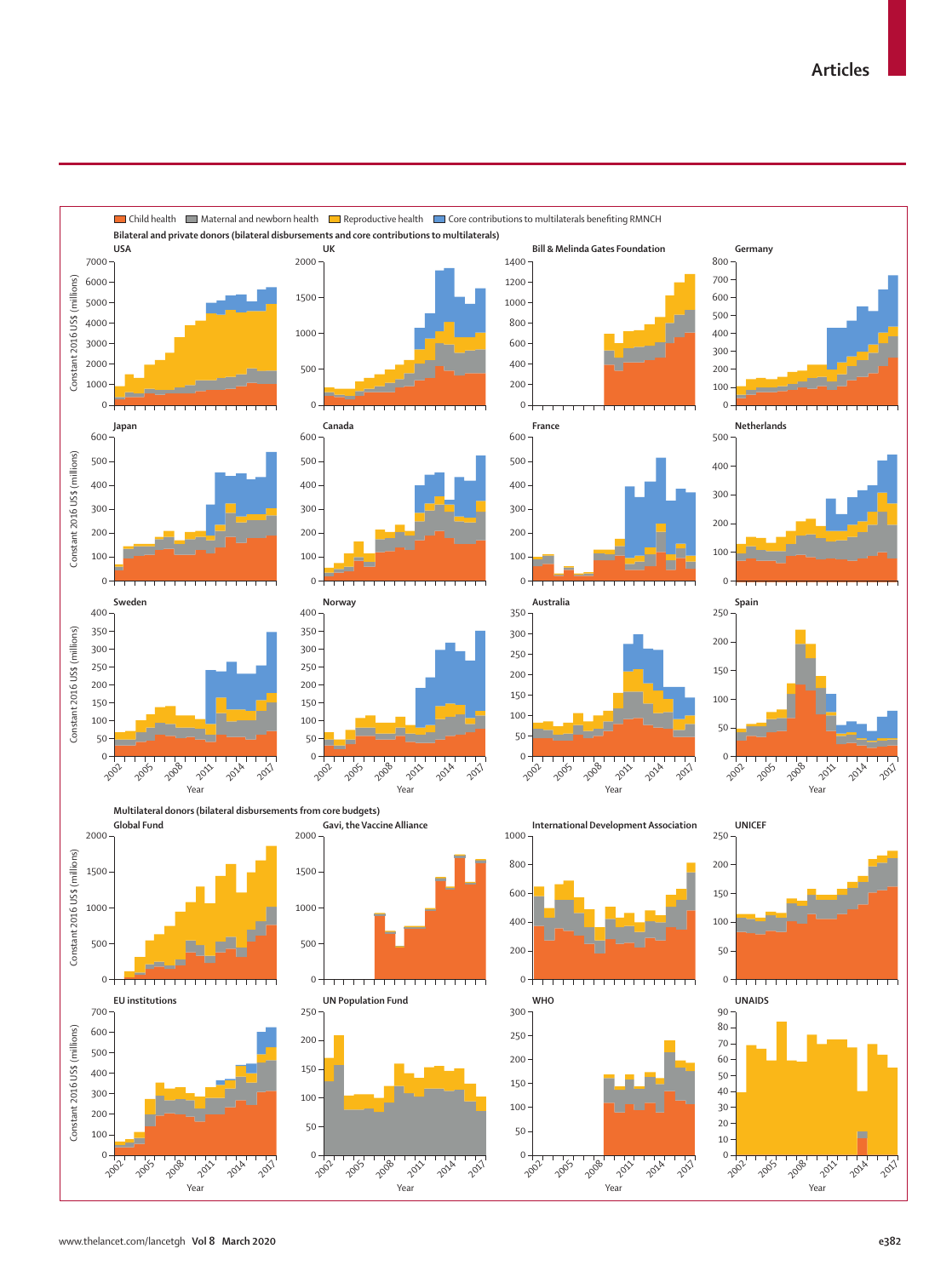Child health | Maternal and newborn health | Reproductive health | Core contributions to multilaterals benefiting RMNCH

**Bilateral and private donors (bilateral disbursements and core contributions to multilaterals)**

USA | UK | Bill & Melinda Gates Foundation | Germany

Japan | Canada | France | Netherlands

Sweden | Norway | Australia | Spain

Constant 2016 US$ (millions)

Year

**Multilateral donors (bilateral disbursements from core budgets)**

Global Fund | Gavi, the Vaccine Alliance | International Development Association | UNICEF

EU institutions | UN Population Fund | WHO | UNAIDS

Constant 2016 US$ (millions)

Year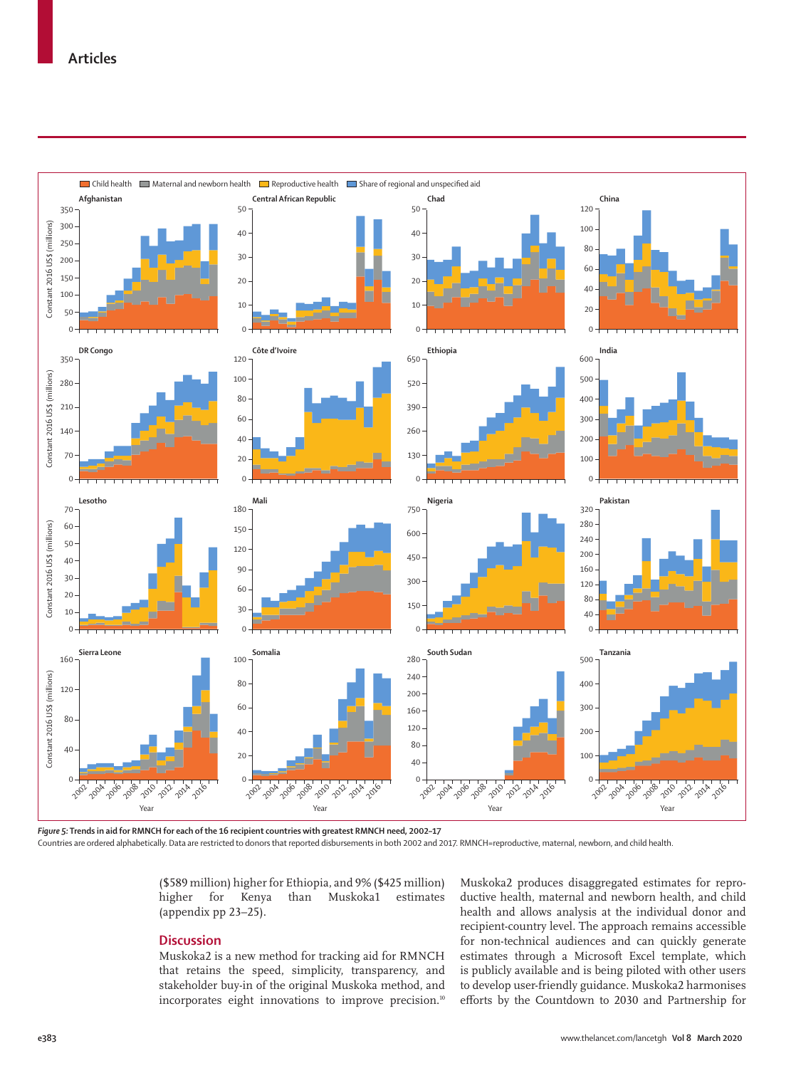*Figure 5:* **Trends in aid for RMNCH for each of the 16 recipient countries with greatest RMNCH need, 2002–17**

Countries are ordered alphabetically. Data are restricted to donors that reported disbursements in both 2002 and 2017. RMNCH=reproductive, maternal, newborn, and child health.

($589 million) higher for Ethiopia, and 9% ($425 million) higher for Kenya than Muskoka1 estimates (appendix pp 23–25).

## Discussion

Muskoka2 is a new method for tracking aid for RMNCH that retains the speed, simplicity, transparency, and stakeholder buy-in of the original Muskoka method, and incorporates eight innovations to improve precision.[10] Muskoka2 produces disaggregated estimates for reproductive health, maternal and newborn health, and child health and allows analysis at the individual donor and recipient-country level. The approach remains accessible for non-technical audiences and can quickly generate estimates through a Microsoft Excel template, which is publicly available and is being piloted with other users to develop user-friendly guidance. Muskoka2 harmonises efforts by the Countdown to 2030 and Partnership for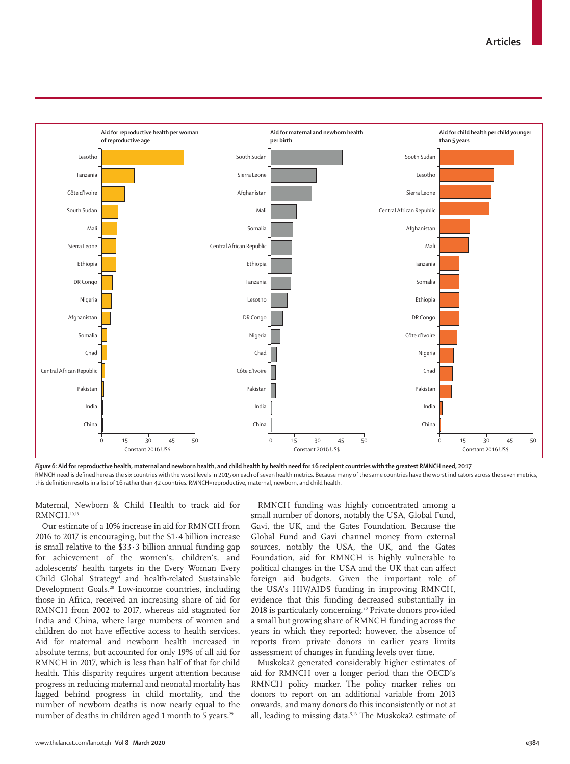**Figure 6: Aid for reproductive health, maternal and newborn health, and child health by health need for 16 recipient countries with the greatest RMNCH need, 2017**

RMNCH need is defined here as the six countries with the worst levels in 2015 on each of seven health metrics. Because many of the same countries have the worst indicators across the seven metrics, this definition results in a list of 16 rather than 42 countries. RMNCH=reproductive, maternal, newborn, and child health.

Maternal, Newborn & Child Health to track aid for RMNCH.[10,13]

Our estimate of a 10% increase in aid for RMNCH from 2016 to 2017 is encouraging, but the \$1·4 billion increase is small relative to the \$33·3 billion annual funding gap for achievement of the women's, children's, and adolescents' health targets in the Every Woman Every Child Global Strategy[4] and health-related Sustainable Development Goals.[28] Low-income countries, including those in Africa, received an increasing share of aid for RMNCH from 2002 to 2017, whereas aid stagnated for India and China, where large numbers of women and children do not have effective access to health services. Aid for maternal and newborn health increased in absolute terms, but accounted for only 19% of all aid for RMNCH in 2017, which is less than half of that for child health. This disparity requires urgent attention because progress in reducing maternal and neonatal mortality has lagged behind progress in child mortality, and the number of newborn deaths is now nearly equal to the number of deaths in children aged 1 month to 5 years.[29]

RMNCH funding was highly concentrated among a small number of donors, notably the USA, Global Fund, Gavi, the UK, and the Gates Foundation. Because the Global Fund and Gavi channel money from external sources, notably the USA, the UK, and the Gates Foundation, aid for RMNCH is highly vulnerable to political changes in the USA and the UK that can affect foreign aid budgets. Given the important role of the USA's HIV/AIDS funding in improving RMNCH, evidence that this funding decreased substantially in 2018 is particularly concerning.[30] Private donors provided a small but growing share of RMNCH funding across the years in which they reported; however, the absence of reports from private donors in earlier years limits assessment of changes in funding levels over time.

Muskoka2 generated considerably higher estimates of aid for RMNCH over a longer period than the OECD's RMNCH policy marker. The policy marker relies on donors to report on an additional variable from 2013 onwards, and many donors do this inconsistently or not at all, leading to missing data.[5,13] The Muskoka2 estimate of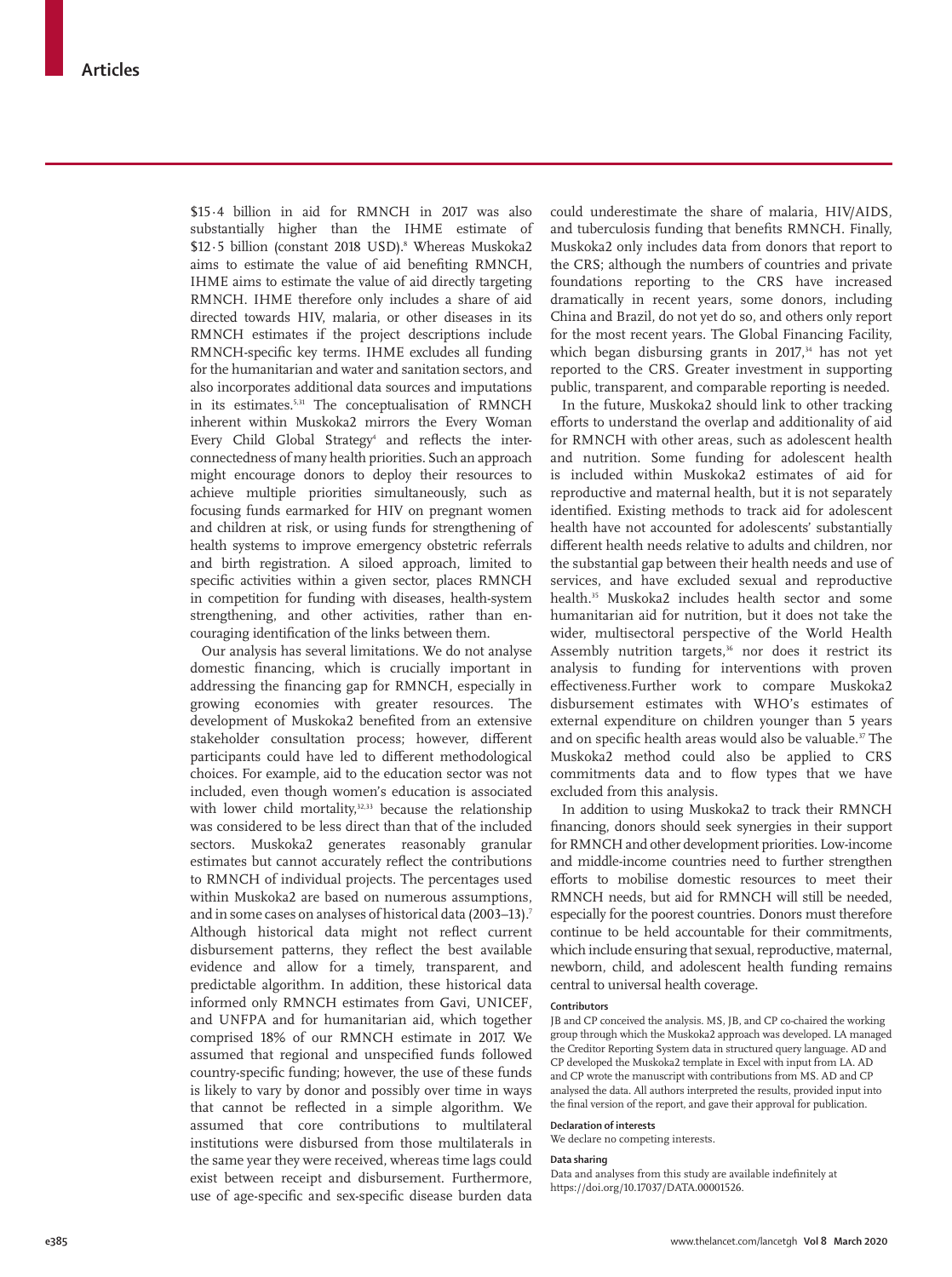$15·4 billion in aid for RMNCH in 2017 was also substantially higher than the IHME estimate of $12·5 billion (constant 2018 USD).[8] Whereas Muskoka2 aims to estimate the value of aid benefiting RMNCH, IHME aims to estimate the value of aid directly targeting RMNCH. IHME therefore only includes a share of aid directed towards HIV, malaria, or other diseases in its RMNCH estimates if the project descriptions include RMNCH-specific key terms. IHME excludes all funding for the humanitarian and water and sanitation sectors, and also incorporates additional data sources and imputations in its estimates.[5,31] The conceptualisation of RMNCH inherent within Muskoka2 mirrors the Every Woman Every Child Global Strategy[4] and reflects the interconnectedness of many health priorities. Such an approach might encourage donors to deploy their resources to achieve multiple priorities simultaneously, such as focusing funds earmarked for HIV on pregnant women and children at risk, or using funds for strengthening of health systems to improve emergency obstetric referrals and birth registration. A siloed approach, limited to specific activities within a given sector, places RMNCH in competition for funding with diseases, health-system strengthening, and other activities, rather than encouraging identification of the links between them.

Our analysis has several limitations. We do not analyse domestic financing, which is crucially important in addressing the financing gap for RMNCH, especially in growing economies with greater resources. The development of Muskoka2 benefited from an extensive stakeholder consultation process; however, different participants could have led to different methodological choices. For example, aid to the education sector was not included, even though women's education is associated with lower child mortality,[32,33] because the relationship was considered to be less direct than that of the included sectors. Muskoka2 generates reasonably granular estimates but cannot accurately reflect the contributions to RMNCH of individual projects. The percentages used within Muskoka2 are based on numerous assumptions, and in some cases on analyses of historical data (2003–13).[7] Although historical data might not reflect current disbursement patterns, they reflect the best available evidence and allow for a timely, transparent, and predictable algorithm. In addition, these historical data informed only RMNCH estimates from Gavi, UNICEF, and UNFPA and for humanitarian aid, which together comprised 18% of our RMNCH estimate in 2017. We assumed that regional and unspecified funds followed country-specific funding; however, the use of these funds is likely to vary by donor and possibly over time in ways that cannot be reflected in a simple algorithm. We assumed that core contributions to multilateral institutions were disbursed from those multilaterals in the same year they were received, whereas time lags could exist between receipt and disbursement. Furthermore, use of age-specific and sex-specific disease burden data could underestimate the share of malaria, HIV/AIDS, and tuberculosis funding that benefits RMNCH. Finally, Muskoka2 only includes data from donors that report to the CRS; although the numbers of countries and private foundations reporting to the CRS have increased dramatically in recent years, some donors, including China and Brazil, do not yet do so, and others only report for the most recent years. The Global Financing Facility, which began disbursing grants in 2017,[34] has not yet reported to the CRS. Greater investment in supporting public, transparent, and comparable reporting is needed.

In the future, Muskoka2 should link to other tracking efforts to understand the overlap and additionality of aid for RMNCH with other areas, such as adolescent health and nutrition. Some funding for adolescent health is included within Muskoka2 estimates of aid for reproductive and maternal health, but it is not separately identified. Existing methods to track aid for adolescent health have not accounted for adolescents' substantially different health needs relative to adults and children, nor the substantial gap between their health needs and use of services, and have excluded sexual and reproductive health.[35] Muskoka2 includes health sector and some humanitarian aid for nutrition, but it does not take the wider, multisectoral perspective of the World Health Assembly nutrition targets,[36] nor does it restrict its analysis to funding for interventions with proven effectiveness.Further work to compare Muskoka2 disbursement estimates with WHO's estimates of external expenditure on children younger than 5 years and on specific health areas would also be valuable.[37] The Muskoka2 method could also be applied to CRS commitments data and to flow types that we have excluded from this analysis.

In addition to using Muskoka2 to track their RMNCH financing, donors should seek synergies in their support for RMNCH and other development priorities. Low-income and middle-income countries need to further strengthen efforts to mobilise domestic resources to meet their RMNCH needs, but aid for RMNCH will still be needed, especially for the poorest countries. Donors must therefore continue to be held accountable for their commitments, which include ensuring that sexual, reproductive, maternal, newborn, child, and adolescent health funding remains central to universal health coverage.

#### Contributors

JB and CP conceived the analysis. MS, JB, and CP co-chaired the working group through which the Muskoka2 approach was developed. LA managed the Creditor Reporting System data in structured query language. AD and CP developed the Muskoka2 template in Excel with input from LA. AD and CP wrote the manuscript with contributions from MS. AD and CP analysed the data. All authors interpreted the results, provided input into the final version of the report, and gave their approval for publication.

#### Declaration of interests

We declare no competing interests.

#### Data sharing

Data and analyses from this study are available indefinitely at https://doi.org/10.17037/DATA.00001526.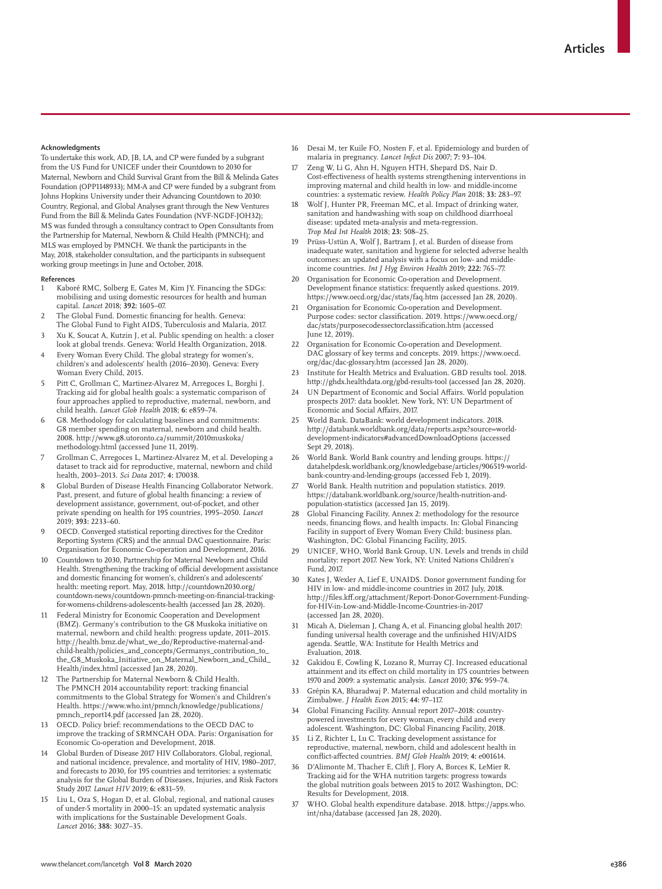### Acknowledgments

To undertake this work, AD, JB, LA, and CP were funded by a subgrant from the US Fund for UNICEF under their Countdown to 2030 for Maternal, Newborn and Child Survival Grant from the Bill & Melinda Gates Foundation (OPP1148933); MM-A and CP were funded by a subgrant from Johns Hopkins University under their Advancing Countdown to 2030: Country, Regional, and Global Analyses grant through the New Ventures Fund from the Bill & Melinda Gates Foundation (NVF-NGDF-JOH32); MS was funded through a consultancy contract to Open Consultants from the Partnership for Maternal, Newborn & Child Health (PMNCH); and MLS was employed by PMNCH. We thank the participants in the May, 2018, stakeholder consultation, and the participants in subsequent working group meetings in June and October, 2018.

### References

1. Kaboré RMC, Solberg E, Gates M, Kim JY. Financing the SDGs: mobilising and using domestic resources for health and human capital. *Lancet* 2018; **392:** 1605–07.
2. The Global Fund. Domestic financing for health. Geneva: The Global Fund to Fight AIDS, Tuberculosis and Malaria, 2017.
3. Xu K, Soucat A, Kutzin J, et al. Public spending on health: a closer look at global trends. Geneva: World Health Organization, 2018.
4. Every Woman Every Child. The global strategy for women's, children's and adolescents' health (2016–2030). Geneva: Every Woman Every Child, 2015.
5. Pitt C, Grollman C, Martinez-Alvarez M, Arregoces L, Borghi J. Tracking aid for global health goals: a systematic comparison of four approaches applied to reproductive, maternal, newborn, and child health. *Lancet Glob Health* 2018; **6:** e859–74.
6. G8. Methodology for calculating baselines and commitments: G8 member spending on maternal, newborn and child health. 2008. http://www.g8.utoronto.ca/summit/2010muskoka/methodology.html (accessed June 11, 2019).
7. Grollman C, Arregoces L, Martinez-Alvarez M, et al. Developing a dataset to track aid for reproductive, maternal, newborn and child health, 2003–2013. *Sci Data* 2017; **4:** 170038.
8. Global Burden of Disease Health Financing Collaborator Network. Past, present, and future of global health financing: a review of development assistance, government, out-of-pocket, and other private spending on health for 195 countries, 1995–2050. *Lancet* 2019; **393:** 2233–60.
9. OECD. Converged statistical reporting directives for the Creditor Reporting System (CRS) and the annual DAC questionnaire. Paris: Organisation for Economic Co-operation and Development, 2016.
10. Countdown to 2030, Partnership for Maternal Newborn and Child Health. Strengthening the tracking of official development assistance and domestic financing for women's, children's and adolescents' health: meeting report. May, 2018. http://countdown2030.org/countdown-news/countdown-pmnch-meeting-on-financial-tracking-for-womens-childrens-adolescents-health (accessed Jan 28, 2020).
11. Federal Ministry for Economic Cooperation and Development (BMZ). Germany's contribution to the G8 Muskoka initiative on maternal, newborn and child health: progress update, 2011–2015. http://health.bmz.de/what_we_do/Reproductive-maternal-and-child-health/policies_and_concepts/Germanys_contribution_to_the_G8_Muskoka_Initiative_on_Maternal_Newborn_and_Child_Health/index.html (accessed Jan 28, 2020).
12. The Partnership for Maternal Newborn & Child Health. The PMNCH 2014 accountability report: tracking financial commitments to the Global Strategy for Women's and Children's Health. https://www.who.int/pmnch/knowledge/publications/pmnch_report14.pdf (accessed Jan 28, 2020).
13. OECD. Policy brief: recommendations to the OECD DAC to improve the tracking of SRMNCAH ODA. Paris: Organisation for Economic Co-operation and Development, 2018.
14. Global Burden of Disease 2017 HIV Collaborators. Global, regional, and national incidence, prevalence, and mortality of HIV, 1980–2017, and forecasts to 2030, for 195 countries and territories: a systematic analysis for the Global Burden of Diseases, Injuries, and Risk Factors Study 2017. *Lancet HIV* 2019; **6:** e831–59.
15. Liu L, Oza S, Hogan D, et al. Global, regional, and national causes of under-5 mortality in 2000–15: an updated systematic analysis with implications for the Sustainable Development Goals. *Lancet* 2016; **388:** 3027–35.
16. Desai M, ter Kuile FO, Nosten F, et al. Epidemiology and burden of malaria in pregnancy. *Lancet Infect Dis* 2007; **7:** 93–104.
17. Zeng W, Li G, Ahn H, Nguyen HTH, Shepard DS, Nair D. Cost-effectiveness of health systems strengthening interventions in improving maternal and child health in low- and middle-income countries: a systematic review. *Health Policy Plan* 2018; **33:** 283–97.
18. Wolf J, Hunter PR, Freeman MC, et al. Impact of drinking water, sanitation and handwashing with soap on childhood diarrhoeal disease: updated meta-analysis and meta-regression. *Trop Med Int Health* 2018; **23:** 508–25.
19. Prüss-Ustün A, Wolf J, Bartram J, et al. Burden of disease from inadequate water, sanitation and hygiene for selected adverse health outcomes: an updated analysis with a focus on low- and middle-income countries. *Int J Hyg Environ Health* 2019; **222:** 765–77.
20. Organisation for Economic Co-operation and Development. Development finance statistics: frequently asked questions. 2019. https://www.oecd.org/dac/stats/faq.htm (accessed Jan 28, 2020).
21. Organisation for Economic Co-operation and Development. Purpose codes: sector classification. 2019. https://www.oecd.org/dac/stats/purposecodessectorclassification.htm (accessed June 12, 2019).
22. Organisation for Economic Co-operation and Development. DAC glossary of key terms and concepts. 2019. https://www.oecd.org/dac/dac-glossary.htm (accessed Jan 28, 2020).
23. Institute for Health Metrics and Evaluation. GBD results tool. 2018. http://ghdx.healthdata.org/gbd-results-tool (accessed Jan 28, 2020).
24. UN Department of Economic and Social Affairs. World population prospects 2017: data booklet. New York, NY: UN Department of Economic and Social Affairs, 2017.
25. World Bank. DataBank: world development indicators. 2018. http://databank.worldbank.org/data/reports.aspx?source=world-development-indicators#advancedDownloadOptions (accessed Sept 29, 2018).
26. World Bank. World Bank country and lending groups. https://datahelpdesk.worldbank.org/knowledgebase/articles/906519-world-bank-country-and-lending-groups (accessed Feb 1, 2019).
27. World Bank. Health nutrition and population statistics. 2019. https://databank.worldbank.org/source/health-nutrition-and-population-statistics (accessed Jan 15, 2019).
28. Global Financing Facility. Annex 2: methodology for the resource needs, financing flows, and health impacts. In: Global Financing Facility in support of Every Woman Every Child: business plan. Washington, DC: Global Financing Facility, 2015.
29. UNICEF, WHO, World Bank Group, UN. Levels and trends in child mortality: report 2017. New York, NY: United Nations Children's Fund, 2017.
30. Kates J, Wexler A, Lief E, UNAIDS. Donor government funding for HIV in low- and middle-income countries in 2017. July, 2018. http://files.kff.org/attachment/Report-Donor-Government-Funding-for-HIV-in-Low-and-Middle-Income-Countries-in-2017 (accessed Jan 28, 2020).
31. Micah A, Dieleman J, Chang A, et al. Financing global health 2017: funding universal health coverage and the unfinished HIV/AIDS agenda. Seattle, WA: Institute for Health Metrics and Evaluation, 2018.
32. Gakidou E, Cowling K, Lozano R, Murray CJ. Increased educational attainment and its effect on child mortality in 175 countries between 1970 and 2009: a systematic analysis. *Lancet* 2010; **376:** 959–74.
33. Grépin KA, Bharadwaj P. Maternal education and child mortality in Zimbabwe. *J Health Econ* 2015; **44:** 97–117.
34. Global Financing Facility. Annual report 2017–2018: country-powered investments for every woman, every child and every adolescent. Washington, DC: Global Financing Facility, 2018.
35. Li Z, Richter L, Lu C. Tracking development assistance for reproductive, maternal, newborn, child and adolescent health in conflict-affected countries. *BMJ Glob Health* 2019; **4:** e001614.
36. D'Alimonte M, Thacher E, Clift J, Flory A, Borces K, LeMier R. Tracking aid for the WHA nutrition targets: progress towards the global nutrition goals between 2015 to 2017. Washington, DC: Results for Development, 2018.
37. WHO. Global health expenditure database. 2018. https://apps.who.int/nha/database (accessed Jan 28, 2020).